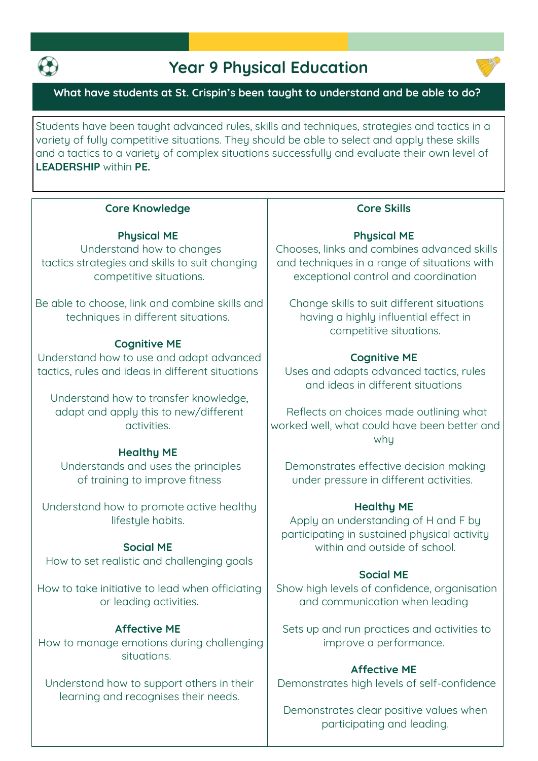# Year 9 Physical Education

## What have students at St. Crispin's been taught to understand and be able to do?

Students have been taught advanced rules, skills and techniques, strategies and tactics in a variety of fully competitive situations. They should be able to select and apply these skills and a tactics to a variety of complex situations successfully and evaluate their own level of **LEADERSHIP** within **PE.**

| Core Knowledge | Core Skills |
|---|---|
| **Physical ME**<br>Understand how to changes tactics strategies and skills to suit changing competitive situations.<br><br>Be able to choose, link and combine skills and techniques in different situations. | **Physical ME**<br>Chooses, links and combines advanced skills and techniques in a range of situations with exceptional control and coordination<br><br>Change skills to suit different situations having a highly influential effect in competitive situations. |
| **Cognitive ME**<br>Understand how to use and adapt advanced tactics, rules and ideas in different situations<br><br>Understand how to transfer knowledge, adapt and apply this to new/different activities. | **Cognitive ME**<br>Uses and adapts advanced tactics, rules and ideas in different situations<br><br>Reflects on choices made outlining what worked well, what could have been better and why<br><br>Demonstrates effective decision making under pressure in different activities. |
| **Healthy ME**<br>Understands and uses the principles of training to improve fitness<br><br>Understand how to promote active healthy lifestyle habits. | **Healthy ME**<br>Apply an understanding of H and F by participating in sustained physical activity within and outside of school. |
| **Social ME**<br>How to set realistic and challenging goals<br><br>How to take initiative to lead when officiating or leading activities. | **Social ME**<br>Show high levels of confidence, organisation and communication when leading<br><br>Sets up and run practices and activities to improve a performance. |
| **Affective ME**<br>How to manage emotions during challenging situations.<br><br>Understand how to support others in their learning and recognises their needs. | **Affective ME**<br>Demonstrates high levels of self-confidence<br><br>Demonstrates clear positive values when participating and leading. |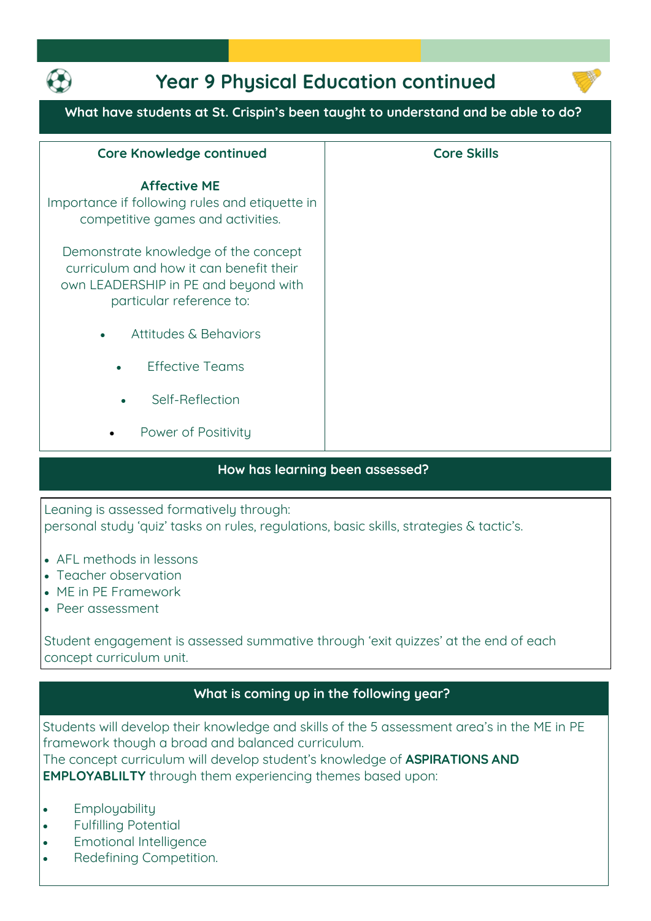# Year 9 Physical Education continued

## What have students at St. Crispin's been taught to understand and be able to do?

| Core Knowledge continued | Core Skills |
| --- | --- |
| **Affective ME**<br>Importance if following rules and etiquette in competitive games and activities.<br><br>Demonstrate knowledge of the concept curriculum and how it can benefit their own LEADERSHIP in PE and beyond with particular reference to:<br>• Attitudes & Behaviors<br>• Effective Teams<br>• Self-Reflection<br>• Power of Positivity | |

## How has learning been assessed?

Leaning is assessed formatively through:
personal study 'quiz' tasks on rules, regulations, basic skills, strategies & tactic's.

- AFL methods in lessons
- Teacher observation
- ME in PE Framework
- Peer assessment

Student engagement is assessed summative through 'exit quizzes' at the end of each concept curriculum unit.

## What is coming up in the following year?

Students will develop their knowledge and skills of the 5 assessment area's in the ME in PE framework though a broad and balanced curriculum.
The concept curriculum will develop student's knowledge of **ASPIRATIONS AND EMPLOYABLILTY** through them experiencing themes based upon:

- Employability
- Fulfilling Potential
- Emotional Intelligence
- Redefining Competition.